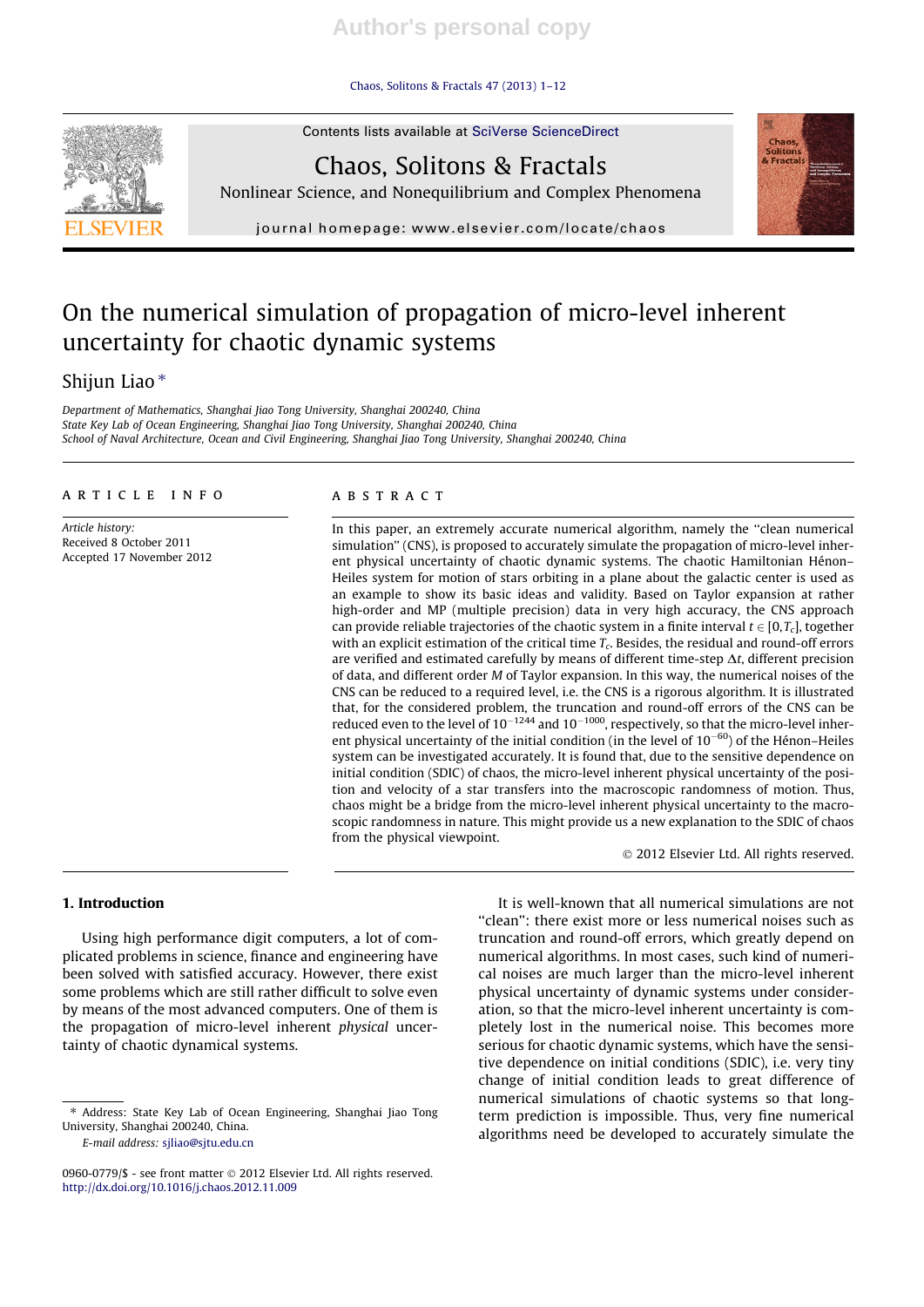# On the numerical simulation of propagation of micro-level inherent uncertainty for chaotic dynamic systems

Shijun Liao *

Department of Mathematics, Shanghai Jiao Tong University, Shanghai 200240, China
State Key Lab of Ocean Engineering, Shanghai Jiao Tong University, Shanghai 200240, China
School of Naval Architecture, Ocean and Civil Engineering, Shanghai Jiao Tong University, Shanghai 200240, China

## ARTICLE INFO

*Article history:*
Received 8 October 2011
Accepted 17 November 2012

## ABSTRACT

In this paper, an extremely accurate numerical algorithm, namely the "clean numerical simulation" (CNS), is proposed to accurately simulate the propagation of micro-level inherent physical uncertainty of chaotic dynamic systems. The chaotic Hamiltonian Hénon–Heiles system for motion of stars orbiting in a plane about the galactic center is used as an example to show its basic ideas and validity. Based on Taylor expansion at rather high-order and MP (multiple precision) data in very high accuracy, the CNS approach can provide reliable trajectories of the chaotic system in a finite interval $t \in [0, T_c]$, together with an explicit estimation of the critical time $T_c$. Besides, the residual and round-off errors are verified and estimated carefully by means of different time-step $\Delta t$, different precision of data, and different order $M$ of Taylor expansion. In this way, the numerical noises of the CNS can be reduced to a required level, i.e. the CNS is a rigorous algorithm. It is illustrated that, for the considered problem, the truncation and round-off errors of the CNS can be reduced even to the level of $10^{-1244}$ and $10^{-1000}$, respectively, so that the micro-level inherent physical uncertainty of the initial condition (in the level of $10^{-60}$) of the Hénon–Heiles system can be investigated accurately. It is found that, due to the sensitive dependence on initial condition (SDIC) of chaos, the micro-level inherent physical uncertainty of the position and velocity of a star transfers into the macroscopic randomness of motion. Thus, chaos might be a bridge from the micro-level inherent physical uncertainty to the macroscopic randomness in nature. This might provide us a new explanation to the SDIC of chaos from the physical viewpoint.

© 2012 Elsevier Ltd. All rights reserved.

## 1. Introduction

Using high performance digit computers, a lot of complicated problems in science, finance and engineering have been solved with satisfied accuracy. However, there exist some problems which are still rather difficult to solve even by means of the most advanced computers. One of them is the propagation of micro-level inherent *physical* uncertainty of chaotic dynamical systems.

It is well-known that all numerical simulations are not "clean": there exist more or less numerical noises such as truncation and round-off errors, which greatly depend on numerical algorithms. In most cases, such kind of numerical noises are much larger than the micro-level inherent physical uncertainty of dynamic systems under consideration, so that the micro-level inherent uncertainty is completely lost in the numerical noise. This becomes more serious for chaotic dynamic systems, which have the sensitive dependence on initial conditions (SDIC), i.e. very tiny change of initial condition leads to great difference of numerical simulations of chaotic systems so that long-term prediction is impossible. Thus, very fine numerical algorithms need be developed to accurately simulate the

---

* Address: State Key Lab of Ocean Engineering, Shanghai Jiao Tong University, Shanghai 200240, China.
E-mail address: sjliao@sjtu.edu.cn

0960-0779/$ - see front matter © 2012 Elsevier Ltd. All rights reserved.
http://dx.doi.org/10.1016/j.chaos.2012.11.009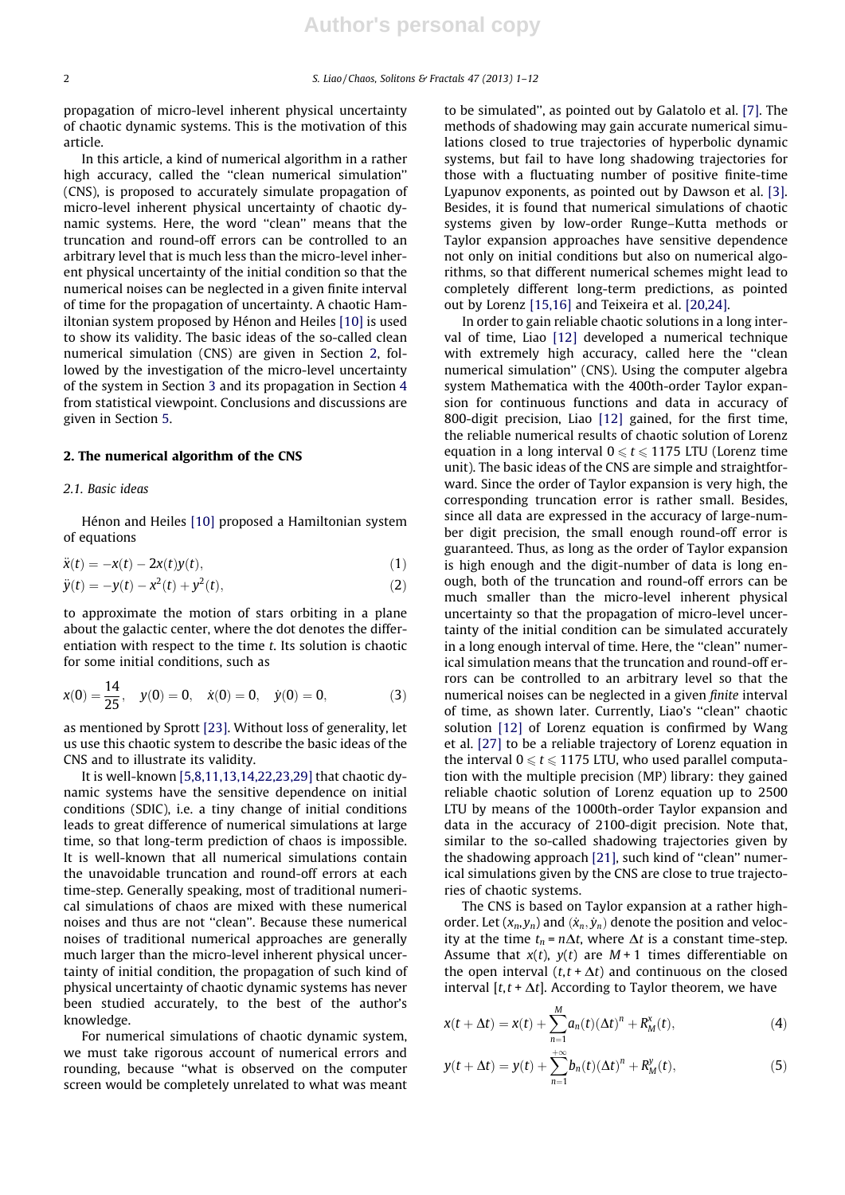propagation of micro-level inherent physical uncertainty of chaotic dynamic systems. This is the motivation of this article.

In this article, a kind of numerical algorithm in a rather high accuracy, called the ''clean numerical simulation'' (CNS), is proposed to accurately simulate propagation of micro-level inherent physical uncertainty of chaotic dynamic systems. Here, the word ''clean'' means that the truncation and round-off errors can be controlled to an arbitrary level that is much less than the micro-level inherent physical uncertainty of the initial condition so that the numerical noises can be neglected in a given finite interval of time for the propagation of uncertainty. A chaotic Hamiltonian system proposed by Hénon and Heiles [10] is used to show its validity. The basic ideas of the so-called clean numerical simulation (CNS) are given in Section 2, followed by the investigation of the micro-level uncertainty of the system in Section 3 and its propagation in Section 4 from statistical viewpoint. Conclusions and discussions are given in Section 5.

## 2. The numerical algorithm of the CNS

### 2.1. Basic ideas

Hénon and Heiles [10] proposed a Hamiltonian system of equations

$$\ddot{x}(t) = -x(t) - 2x(t)y(t), \tag{1}$$

$$\ddot{y}(t) = -y(t) - x^2(t) + y^2(t), \tag{2}$$

to approximate the motion of stars orbiting in a plane about the galactic center, where the dot denotes the differentiation with respect to the time $t$. Its solution is chaotic for some initial conditions, such as

$$x(0) = \frac{14}{25}, \quad y(0) = 0, \quad \dot{x}(0) = 0, \quad \dot{y}(0) = 0, \tag{3}$$

as mentioned by Sprott [23]. Without loss of generality, let us use this chaotic system to describe the basic ideas of the CNS and to illustrate its validity.

It is well-known [5,8,11,13,14,22,23,29] that chaotic dynamic systems have the sensitive dependence on initial conditions (SDIC), i.e. a tiny change of initial conditions leads to great difference of numerical simulations at large time, so that long-term prediction of chaos is impossible. It is well-known that all numerical simulations contain the unavoidable truncation and round-off errors at each time-step. Generally speaking, most of traditional numerical simulations of chaos are mixed with these numerical noises and thus are not ''clean''. Because these numerical noises of traditional numerical approaches are generally much larger than the micro-level inherent physical uncertainty of initial condition, the propagation of such kind of physical uncertainty of chaotic dynamic systems has never been studied accurately, to the best of the author's knowledge.

For numerical simulations of chaotic dynamic system, we must take rigorous account of numerical errors and rounding, because ''what is observed on the computer screen would be completely unrelated to what was meant to be simulated'', as pointed out by Galatolo et al. [7]. The methods of shadowing may gain accurate numerical simulations closed to true trajectories of hyperbolic dynamic systems, but fail to have long shadowing trajectories for those with a fluctuating number of positive finite-time Lyapunov exponents, as pointed out by Dawson et al. [3]. Besides, it is found that numerical simulations of chaotic systems given by low-order Runge–Kutta methods or Taylor expansion approaches have sensitive dependence not only on initial conditions but also on numerical algorithms, so that different numerical schemes might lead to completely different long-term predictions, as pointed out by Lorenz [15,16] and Teixeira et al. [20,24].

In order to gain reliable chaotic solutions in a long interval of time, Liao [12] developed a numerical technique with extremely high accuracy, called here the ''clean numerical simulation'' (CNS). Using the computer algebra system Mathematica with the 400th-order Taylor expansion for continuous functions and data in accuracy of 800-digit precision, Liao [12] gained, for the first time, the reliable numerical results of chaotic solution of Lorenz equation in a long interval $0 \leqslant t \leqslant 1175$ LTU (Lorenz time unit). The basic ideas of the CNS are simple and straightforward. Since the order of Taylor expansion is very high, the corresponding truncation error is rather small. Besides, since all data are expressed in the accuracy of large-number digit precision, the small enough round-off error is guaranteed. Thus, as long as the order of Taylor expansion is high enough and the digit-number of data is long enough, both of the truncation and round-off errors can be much smaller than the micro-level inherent physical uncertainty so that the propagation of micro-level uncertainty of the initial condition can be simulated accurately in a long enough interval of time. Here, the ''clean'' numerical simulation means that the truncation and round-off errors can be controlled to an arbitrary level so that the numerical noises can be neglected in a given *finite* interval of time, as shown later. Currently, Liao's ''clean'' chaotic solution [12] of Lorenz equation is confirmed by Wang et al. [27] to be a reliable trajectory of Lorenz equation in the interval $0 \leqslant t \leqslant 1175$ LTU, who used parallel computation with the multiple precision (MP) library: they gained reliable chaotic solution of Lorenz equation up to 2500 LTU by means of the 1000th-order Taylor expansion and data in the accuracy of 2100-digit precision. Note that, similar to the so-called shadowing trajectories given by the shadowing approach [21], such kind of ''clean'' numerical simulations given by the CNS are close to true trajectories of chaotic systems.

The CNS is based on Taylor expansion at a rather high-order. Let $(x_n, y_n)$ and $(\dot{x}_n, \dot{y}_n)$ denote the position and velocity at the time $t_n = n\Delta t$, where $\Delta t$ is a constant time-step. Assume that $x(t)$, $y(t)$ are $M + 1$ times differentiable on the open interval $(t, t + \Delta t)$ and continuous on the closed interval $[t, t + \Delta t]$. According to Taylor theorem, we have

$$x(t + \Delta t) = x(t) + \sum_{n=1}^{M} a_n(t)(\Delta t)^n + R_M^x(t), \tag{4}$$

$$y(t + \Delta t) = y(t) + \sum_{n=1}^{+\infty} b_n(t)(\Delta t)^n + R_M^y(t), \tag{5}$$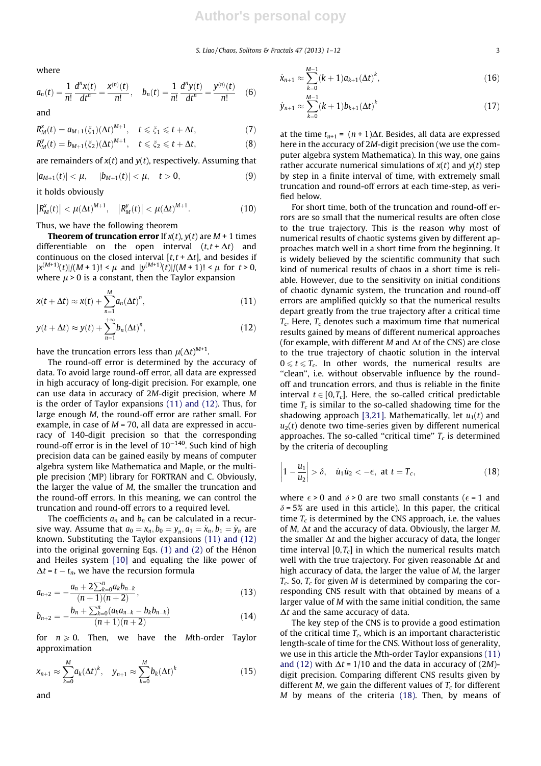where

$$a_n(t) = \frac{1}{n!}\frac{d^n x(t)}{dt^n} = \frac{x^{(n)}(t)}{n!}, \quad b_n(t) = \frac{1}{n!}\frac{d^n y(t)}{dt^n} = \frac{y^{(n)}(t)}{n!} \tag{6}$$

and

$$R_M^x(t) = a_{M+1}(\xi_1)(\Delta t)^{M+1}, \quad t \leqslant \xi_1 \leqslant t + \Delta t, \tag{7}$$

$$R_M^y(t) = b_{M+1}(\xi_2)(\Delta t)^{M+1}, \quad t \leqslant \xi_2 \leqslant t + \Delta t, \tag{8}$$

are remainders of $x(t)$ and $y(t)$, respectively. Assuming that

$$|a_{M+1}(t)| < \mu, \quad |b_{M+1}(t)| < \mu, \quad t > 0, \tag{9}$$

it holds obviously

$$\left|R_M^x(t)\right| < \mu(\Delta t)^{M+1}, \quad \left|R_M^y(t)\right| < \mu(\Delta t)^{M+1}. \tag{10}$$

Thus, we have the following theorem

**Theorem of truncation error** If $x(t), y(t)$ are $M + 1$ times differentiable on the open interval $(t, t + \Delta t)$ and continuous on the closed interval $[t, t + \Delta t]$, and besides if $|x^{(M+1)}(t)|/(M+1)! < \mu$ and $|y^{(M+1)}(t)|/(M+1)! < \mu$ for $t > 0$, where $\mu > 0$ is a constant, then the Taylor expansion

$$x(t + \Delta t) \approx x(t) + \sum_{n=1}^{M} a_n(\Delta t)^n, \tag{11}$$

$$y(t + \Delta t) \approx y(t) + \sum_{n=1}^{+\infty} b_n(\Delta t)^n, \tag{12}$$

have the truncation errors less than $\mu(\Delta t)^{M+1}$.

The round-off error is determined by the accuracy of data. To avoid large round-off error, all data are expressed in high accuracy of long-digit precision. For example, one can use data in accuracy of $2M$-digit precision, where $M$ is the order of Taylor expansions (11) and (12). Thus, for large enough $M$, the round-off error are rather small. For example, in case of $M = 70$, all data are expressed in accuracy of 140-digit precision so that the corresponding round-off error is in the level of $10^{-140}$. Such kind of high precision data can be gained easily by means of computer algebra system like Mathematica and Maple, or the multiple precision (MP) library for FORTRAN and C. Obviously, the larger the value of $M$, the smaller the truncation and the round-off errors. In this meaning, we can control the truncation and round-off errors to a required level.

The coefficients $a_n$ and $b_n$ can be calculated in a recursive way. Assume that $a_0 = x_n, b_0 = y_n, a_1 = \dot{x}_n, b_1 = \dot{y}_n$ are known. Substituting the Taylor expansions (11) and (12) into the original governing Eqs. (1) and (2) of the Hénon and Heiles system [10] and equaling the like power of $\Delta t = t - t_n$, we have the recursion formula

$$a_{n+2} = -\frac{a_n + 2\sum_{k=0}^{n} a_k b_{n-k}}{(n+1)(n+2)}, \tag{13}$$

$$b_{n+2} = -\frac{b_n + \sum_{k=0}^{n}(a_k a_{n-k} - b_k b_{n-k})}{(n+1)(n+2)} \tag{14}$$

for $n \geqslant 0$. Then, we have the $M$th-order Taylor approximation

$$x_{n+1} \approx \sum_{k=0}^{M} a_k(\Delta t)^k, \quad y_{n+1} \approx \sum_{k=0}^{M} b_k(\Delta t)^k \tag{15}$$

and

$$\dot{x}_{n+1} \approx \sum_{k=0}^{M-1}(k+1)a_{k+1}(\Delta t)^k, \tag{16}$$

$$\dot{y}_{n+1} \approx \sum_{k=0}^{M-1}(k+1)b_{k+1}(\Delta t)^k \tag{17}$$

at the time $t_{n+1} = (n+1)\Delta t$. Besides, all data are expressed here in the accuracy of $2M$-digit precision (we use the computer algebra system Mathematica). In this way, one gains rather accurate numerical simulations of $x(t)$ and $y(t)$ step by step in a finite interval of time, with extremely small truncation and round-off errors at each time-step, as verified below.

For short time, both of the truncation and round-off errors are so small that the numerical results are often close to the true trajectory. This is the reason why most of numerical results of chaotic systems given by different approaches match well in a short time from the beginning. It is widely believed by the scientific community that such kind of numerical results of chaos in a short time is reliable. However, due to the sensitivity on initial conditions of chaotic dynamic system, the truncation and round-off errors are amplified quickly so that the numerical results depart greatly from the true trajectory after a critical time $T_c$. Here, $T_c$ denotes such a maximum time that numerical results gained by means of different numerical approaches (for example, with different $M$ and $\Delta t$ of the CNS) are close to the true trajectory of chaotic solution in the interval $0 \leqslant t \leqslant T_c$. In other words, the numerical results are "clean", i.e. without observable influence by the round-off and truncation errors, and thus is reliable in the finite interval $t \in [0, T_c]$. Here, the so-called critical predictable time $T_c$ is similar to the so-called shadowing time for the shadowing approach [3,21]. Mathematically, let $u_1(t)$ and $u_2(t)$ denote two time-series given by different numerical approaches. The so-called "critical time" $T_c$ is determined by the criteria of decoupling

$$\left|1 - \frac{u_1}{u_2}\right| > \delta, \quad \dot{u}_1\dot{u}_2 < -\epsilon, \text{ at } t = T_c, \tag{18}$$

where $\epsilon > 0$ and $\delta > 0$ are two small constants ($\epsilon = 1$ and $\delta = 5\%$ are used in this article). In this paper, the critical time $T_c$ is determined by the CNS approach, i.e. the values of $M$, $\Delta t$ and the accuracy of data. Obviously, the larger $M$, the smaller $\Delta t$ and the higher accuracy of data, the longer time interval $[0, T_c]$ in which the numerical results match well with the true trajectory. For given reasonable $\Delta t$ and high accuracy of data, the larger the value of $M$, the larger $T_c$. So, $T_c$ for given $M$ is determined by comparing the corresponding CNS result with that obtained by means of a larger value of $M$ with the same initial condition, the same $\Delta t$ and the same accuracy of data.

The key step of the CNS is to provide a good estimation of the critical time $T_c$, which is an important characteristic length-scale of time for the CNS. Without loss of generality, we use in this article the $M$th-order Taylor expansions (11) and (12) with $\Delta t = 1/10$ and the data in accuracy of $(2M)$-digit precision. Comparing different CNS results given by different $M$, we gain the different values of $T_c$ for different $M$ by means of the criteria (18). Then, by means of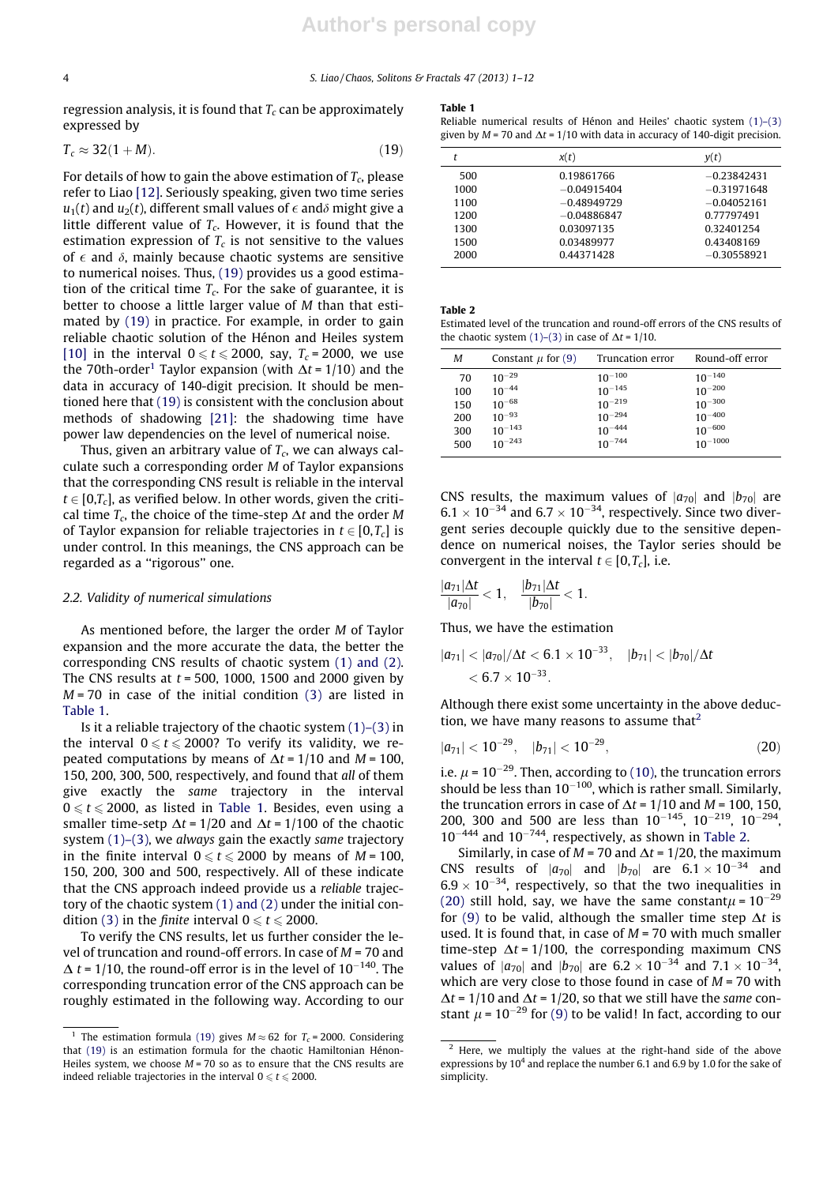regression analysis, it is found that $T_c$ can be approximately expressed by

$$T_c \approx 32(1+M). \tag{19}$$

For details of how to gain the above estimation of $T_c$, please refer to Liao [12]. Seriously speaking, given two time series $u_1(t)$ and $u_2(t)$, different small values of $\epsilon$ and $\delta$ might give a little different value of $T_c$. However, it is found that the estimation expression of $T_c$ is not sensitive to the values of $\epsilon$ and $\delta$, mainly because chaotic systems are sensitive to numerical noises. Thus, (19) provides us a good estimation of the critical time $T_c$. For the sake of guarantee, it is better to choose a little larger value of $M$ than that estimated by (19) in practice. For example, in order to gain reliable chaotic solution of the Hénon and Heiles system [10] in the interval $0 \leqslant t \leqslant 2000$, say, $T_c = 2000$, we use the 70th-order[1] Taylor expansion (with $\Delta t = 1/10$) and the data in accuracy of 140-digit precision. It should be mentioned here that (19) is consistent with the conclusion about methods of shadowing [21]: the shadowing time have power law dependencies on the level of numerical noise.

Thus, given an arbitrary value of $T_c$, we can always calculate such a corresponding order $M$ of Taylor expansions that the corresponding CNS result is reliable in the interval $t \in [0, T_c]$, as verified below. In other words, given the critical time $T_c$, the choice of the time-step $\Delta t$ and the order $M$ of Taylor expansion for reliable trajectories in $t \in [0, T_c]$ is under control. In this meanings, the CNS approach can be regarded as a "rigorous" one.

### 2.2. Validity of numerical simulations

As mentioned before, the larger the order $M$ of Taylor expansion and the more accurate the data, the better the corresponding CNS results of chaotic system (1) and (2). The CNS results at $t = 500$, 1000, 1500 and 2000 given by $M = 70$ in case of the initial condition (3) are listed in Table 1.

Is it a reliable trajectory of the chaotic system (1)–(3) in the interval $0 \leqslant t \leqslant 2000$? To verify its validity, we repeated computations by means of $\Delta t = 1/10$ and $M = 100$, 150, 200, 300, 500, respectively, and found that *all* of them give exactly the *same* trajectory in the interval $0 \leqslant t \leqslant 2000$, as listed in Table 1. Besides, even using a smaller time-setp $\Delta t = 1/20$ and $\Delta t = 1/100$ of the chaotic system (1)–(3), we *always* gain the exactly *same* trajectory in the finite interval $0 \leqslant t \leqslant 2000$ by means of $M = 100$, 150, 200, 300 and 500, respectively. All of these indicate that the CNS approach indeed provide us a *reliable* trajectory of the chaotic system (1) and (2) under the initial condition (3) in the *finite* interval $0 \leqslant t \leqslant 2000$.

To verify the CNS results, let us further consider the level of truncation and round-off errors. In case of $M = 70$ and $\Delta t = 1/10$, the round-off error is in the level of $10^{-140}$. The corresponding truncation error of the CNS approach can be roughly estimated in the following way. According to our CNS results, the maximum values of $|a_{70}|$ and $|b_{70}|$ are $6.1 \times 10^{-34}$ and $6.7 \times 10^{-34}$, respectively. Since two divergent series decouple quickly due to the sensitive dependence on numerical noises, the Taylor series should be convergent in the interval $t \in [0, T_c]$, i.e.

$$\frac{|a_{71}|\Delta t}{|a_{70}|} < 1, \quad \frac{|b_{71}|\Delta t}{|b_{70}|} < 1.$$

Thus, we have the estimation

$$|a_{71}| < |a_{70}|/\Delta t < 6.1 \times 10^{-33}, \quad |b_{71}| < |b_{70}|/\Delta t < 6.7 \times 10^{-33}.$$

Although there exist some uncertainty in the above deduction, we have many reasons to assume that[2]

$$|a_{71}| < 10^{-29}, \quad |b_{71}| < 10^{-29}, \tag{20}$$

i.e. $\mu = 10^{-29}$. Then, according to (10), the truncation errors should be less than $10^{-100}$, which is rather small. Similarly, the truncation errors in case of $\Delta t = 1/10$ and $M = 100$, 150, 200, 300 and 500 are less than $10^{-145}$, $10^{-219}$, $10^{-294}$, $10^{-444}$ and $10^{-744}$, respectively, as shown in Table 2.

Similarly, in case of $M = 70$ and $\Delta t = 1/20$, the maximum CNS results of $|a_{70}|$ and $|b_{70}|$ are $6.1 \times 10^{-34}$ and $6.9 \times 10^{-34}$, respectively, so that the two inequalities in (20) still hold, say, we have the same constant $\mu = 10^{-29}$ for (9) to be valid, although the smaller time step $\Delta t$ is used. It is found that, in case of $M = 70$ with much smaller time-step $\Delta t = 1/100$, the corresponding maximum CNS values of $|a_{70}|$ and $|b_{70}|$ are $6.2 \times 10^{-34}$ and $7.1 \times 10^{-34}$, which are very close to those found in case of $M = 70$ with $\Delta t = 1/10$ and $\Delta t = 1/20$, so that we still have the *same* constant $\mu = 10^{-29}$ for (9) to be valid! In fact, according to our

**Table 1**
Reliable numerical results of Hénon and Heiles' chaotic system (1)–(3) given by $M = 70$ and $\Delta t = 1/10$ with data in accuracy of 140-digit precision.

| $t$ | $x(t)$ | $y(t)$ |
|---|---|---|
| 500 | 0.19861766 | −0.23842431 |
| 1000 | −0.04915404 | −0.31971648 |
| 1100 | −0.48949729 | −0.04052161 |
| 1200 | −0.04886847 | 0.77797491 |
| 1300 | 0.03097135 | 0.32401254 |
| 1500 | 0.03489977 | 0.43408169 |
| 2000 | 0.44371428 | −0.30558921 |

**Table 2**
Estimated level of the truncation and round-off errors of the CNS results of the chaotic system (1)–(3) in case of $\Delta t = 1/10$.

| $M$ | Constant $\mu$ for (9) | Truncation error | Round-off error |
|---|---|---|---|
| 70 | $10^{-29}$ | $10^{-100}$ | $10^{-140}$ |
| 100 | $10^{-44}$ | $10^{-145}$ | $10^{-200}$ |
| 150 | $10^{-68}$ | $10^{-219}$ | $10^{-300}$ |
| 200 | $10^{-93}$ | $10^{-294}$ | $10^{-400}$ |
| 300 | $10^{-143}$ | $10^{-444}$ | $10^{-600}$ |
| 500 | $10^{-243}$ | $10^{-744}$ | $10^{-1000}$ |

[1] The estimation formula (19) gives $M \approx 62$ for $T_c = 2000$. Considering that (19) is an estimation formula for the chaotic Hamiltonian Hénon-Heiles system, we choose $M = 70$ so as to ensure that the CNS results are indeed reliable trajectories in the interval $0 \leqslant t \leqslant 2000$.

[2] Here, we multiply the values at the right-hand side of the above expressions by $10^4$ and replace the number 6.1 and 6.9 by 1.0 for the sake of simplicity.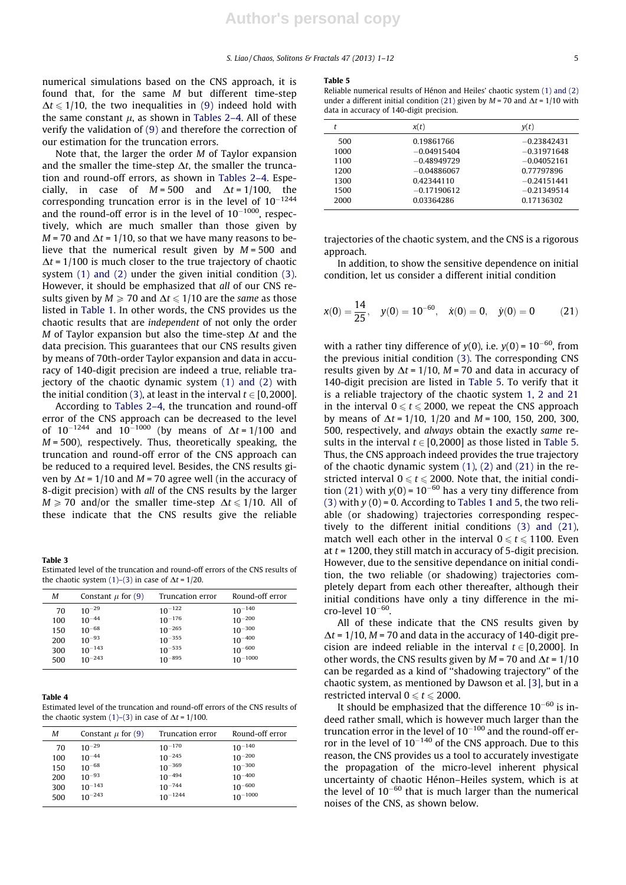numerical simulations based on the CNS approach, it is found that, for the same $M$ but different time-step $\Delta t \leqslant 1/10$, the two inequalities in (9) indeed hold with the same constant $\mu$, as shown in Tables 2–4. All of these verify the validation of (9) and therefore the correction of our estimation for the truncation errors.

Note that, the larger the order $M$ of Taylor expansion and the smaller the time-step $\Delta t$, the smaller the truncation and round-off errors, as shown in Tables 2–4. Especially, in case of $M = 500$ and $\Delta t = 1/100$, the corresponding truncation error is in the level of $10^{-1244}$ and the round-off error is in the level of $10^{-1000}$, respectively, which are much smaller than those given by $M = 70$ and $\Delta t = 1/10$, so that we have many reasons to believe that the numerical result given by $M = 500$ and $\Delta t = 1/100$ is much closer to the true trajectory of chaotic system (1) and (2) under the given initial condition (3). However, it should be emphasized that *all* of our CNS results given by $M \geqslant 70$ and $\Delta t \leqslant 1/10$ are the *same* as those listed in Table 1. In other words, the CNS provides us the chaotic results that are *independent* of not only the order $M$ of Taylor expansion but also the time-step $\Delta t$ and the data precision. This guarantees that our CNS results given by means of 70th-order Taylor expansion and data in accuracy of 140-digit precision are indeed a true, reliable trajectory of the chaotic dynamic system (1) and (2) with the initial condition (3), at least in the interval $t \in [0, 2000]$.

According to Tables 2–4, the truncation and round-off error of the CNS approach can be decreased to the level of $10^{-1244}$ and $10^{-1000}$ (by means of $\Delta t = 1/100$ and $M = 500$), respectively. Thus, theoretically speaking, the truncation and round-off error of the CNS approach can be reduced to a required level. Besides, the CNS results given by $\Delta t = 1/10$ and $M = 70$ agree well (in the accuracy of 8-digit precision) with *all* of the CNS results by the larger $M \geqslant 70$ and/or the smaller time-step $\Delta t \leqslant 1/10$. All of these indicate that the CNS results give the reliable trajectories of the chaotic system, and the CNS is a rigorous approach.

In addition, to show the sensitive dependence on initial condition, let us consider a different initial condition

$$x(0) = \frac{14}{25}, \quad y(0) = 10^{-60}, \quad \dot{x}(0) = 0, \quad \dot{y}(0) = 0 \tag{21}$$

with a rather tiny difference of $y(0)$, i.e. $y(0) = 10^{-60}$, from the previous initial condition (3). The corresponding CNS results given by $\Delta t = 1/10$, $M = 70$ and data in accuracy of 140-digit precision are listed in Table 5. To verify that it is a reliable trajectory of the chaotic system 1, 2 and 21 in the interval $0 \leqslant t \leqslant 2000$, we repeat the CNS approach by means of $\Delta t = 1/10$, 1/20 and $M = 100$, 150, 200, 300, 500, respectively, and *always* obtain the exactly *same* results in the interval $t \in [0, 2000]$ as those listed in Table 5. Thus, the CNS approach indeed provides the true trajectory of the chaotic dynamic system (1), (2) and (21) in the restricted interval $0 \leqslant t \leqslant 2000$. Note that, the initial condition (21) with $y(0) = 10^{-60}$ has a very tiny difference from (3) with $y(0) = 0$. According to Tables 1 and 5, the two reliable (or shadowing) trajectories corresponding respectively to the different initial conditions (3) and (21), match well each other in the interval $0 \leqslant t \leqslant 1100$. Even at $t = 1200$, they still match in accuracy of 5-digit precision. However, due to the sensitive dependance on initial condition, the two reliable (or shadowing) trajectories completely depart from each other thereafter, although their initial conditions have only a tiny difference in the micro-level $10^{-60}$.

All of these indicate that the CNS results given by $\Delta t = 1/10$, $M = 70$ and data in the accuracy of 140-digit precision are indeed reliable in the interval $t \in [0, 2000]$. In other words, the CNS results given by $M = 70$ and $\Delta t = 1/10$ can be regarded as a kind of "shadowing trajectory" of the chaotic system, as mentioned by Dawson et al. [3], but in a restricted interval $0 \leqslant t \leqslant 2000$.

It should be emphasized that the difference $10^{-60}$ is indeed rather small, which is however much larger than the truncation error in the level of $10^{-100}$ and the round-off error in the level of $10^{-140}$ of the CNS approach. Due to this reason, the CNS provides us a tool to accurately investigate the propagation of the micro-level inherent physical uncertainty of chaotic Hénon–Heiles system, which is at the level of $10^{-60}$ that is much larger than the numerical noises of the CNS, as shown below.

**Table 3**
Estimated level of the truncation and round-off errors of the CNS results of the chaotic system (1)–(3) in case of $\Delta t = 1/20$.

| $M$ | Constant $\mu$ for (9) | Truncation error | Round-off error |
|---|---|---|---|
| 70 | $10^{-29}$ | $10^{-122}$ | $10^{-140}$ |
| 100 | $10^{-44}$ | $10^{-176}$ | $10^{-200}$ |
| 150 | $10^{-68}$ | $10^{-265}$ | $10^{-300}$ |
| 200 | $10^{-93}$ | $10^{-355}$ | $10^{-400}$ |
| 300 | $10^{-143}$ | $10^{-535}$ | $10^{-600}$ |
| 500 | $10^{-243}$ | $10^{-895}$ | $10^{-1000}$ |

**Table 4**
Estimated level of the truncation and round-off errors of the CNS results of the chaotic system (1)–(3) in case of $\Delta t = 1/100$.

| $M$ | Constant $\mu$ for (9) | Truncation error | Round-off error |
|---|---|---|---|
| 70 | $10^{-29}$ | $10^{-170}$ | $10^{-140}$ |
| 100 | $10^{-44}$ | $10^{-245}$ | $10^{-200}$ |
| 150 | $10^{-68}$ | $10^{-369}$ | $10^{-300}$ |
| 200 | $10^{-93}$ | $10^{-494}$ | $10^{-400}$ |
| 300 | $10^{-143}$ | $10^{-744}$ | $10^{-600}$ |
| 500 | $10^{-243}$ | $10^{-1244}$ | $10^{-1000}$ |

**Table 5**
Reliable numerical results of Hénon and Heiles' chaotic system (1) and (2) under a different initial condition (21) given by $M = 70$ and $\Delta t = 1/10$ with data in accuracy of 140-digit precision.

| $t$ | $x(t)$ | $y(t)$ |
|---|---|---|
| 500 | 0.19861766 | −0.23842431 |
| 1000 | −0.04915404 | −0.31971648 |
| 1100 | −0.48949729 | −0.04052161 |
| 1200 | −0.04886067 | 0.77797896 |
| 1300 | 0.42344110 | −0.24151441 |
| 1500 | −0.17190612 | −0.21349514 |
| 2000 | 0.03364286 | 0.17136302 |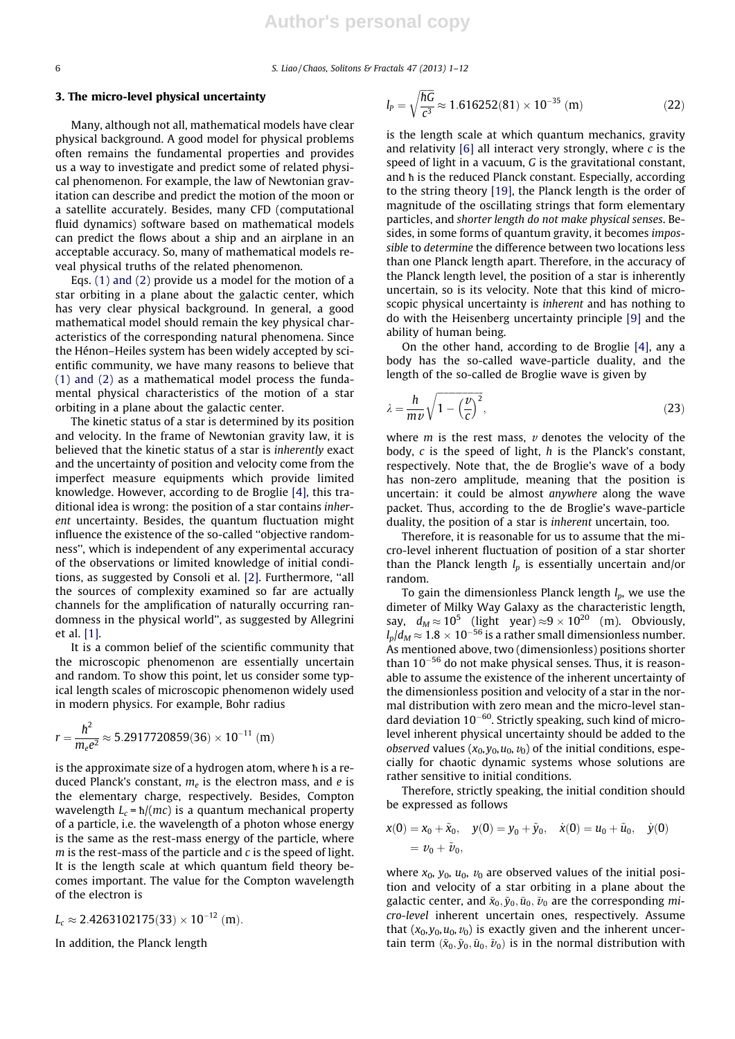## 3. The micro-level physical uncertainty

Many, although not all, mathematical models have clear physical background. A good model for physical problems often remains the fundamental properties and provides us a way to investigate and predict some of related physical phenomenon. For example, the law of Newtonian gravitation can describe and predict the motion of the moon or a satellite accurately. Besides, many CFD (computational fluid dynamics) software based on mathematical models can predict the flows about a ship and an airplane in an acceptable accuracy. So, many of mathematical models reveal physical truths of the related phenomenon.

Eqs. (1) and (2) provide us a model for the motion of a star orbiting in a plane about the galactic center, which has very clear physical background. In general, a good mathematical model should remain the key physical characteristics of the corresponding natural phenomena. Since the Hénon–Heiles system has been widely accepted by scientific community, we have many reasons to believe that (1) and (2) as a mathematical model process the fundamental physical characteristics of the motion of a star orbiting in a plane about the galactic center.

The kinetic status of a star is determined by its position and velocity. In the frame of Newtonian gravity law, it is believed that the kinetic status of a star is *inherently* exact and the uncertainty of position and velocity come from the imperfect measure equipments which provide limited knowledge. However, according to de Broglie [4], this traditional idea is wrong: the position of a star contains *inherent* uncertainty. Besides, the quantum fluctuation might influence the existence of the so-called "objective randomness", which is independent of any experimental accuracy of the observations or limited knowledge of initial conditions, as suggested by Consoli et al. [2]. Furthermore, "all the sources of complexity examined so far are actually channels for the amplification of naturally occurring randomness in the physical world", as suggested by Allegrini et al. [1].

It is a common belief of the scientific community that the microscopic phenomenon are essentially uncertain and random. To show this point, let us consider some typical length scales of microscopic phenomenon widely used in modern physics. For example, Bohr radius

$$r = \frac{\hbar^2}{m_e e^2} \approx 5.2917720859(36) \times 10^{-11} \text{ (m)}$$

is the approximate size of a hydrogen atom, where $\hbar$ is a reduced Planck's constant, $m_e$ is the electron mass, and $e$ is the elementary charge, respectively. Besides, Compton wavelength $L_c = \hbar/(mc)$ is a quantum mechanical property of a particle, i.e. the wavelength of a photon whose energy is the same as the rest-mass energy of the particle, where $m$ is the rest-mass of the particle and $c$ is the speed of light. It is the length scale at which quantum field theory becomes important. The value for the Compton wavelength of the electron is

$$L_c \approx 2.4263102175(33) \times 10^{-12} \text{ (m)}.$$

In addition, the Planck length

$$l_P = \sqrt{\frac{\hbar G}{c^3}} \approx 1.616252(81) \times 10^{-35} \text{ (m)} \tag{22}$$

is the length scale at which quantum mechanics, gravity and relativity [6] all interact very strongly, where $c$ is the speed of light in a vacuum, $G$ is the gravitational constant, and $\hbar$ is the reduced Planck constant. Especially, according to the string theory [19], the Planck length is the order of magnitude of the oscillating strings that form elementary particles, and *shorter length do not make physical senses*. Besides, in some forms of quantum gravity, it becomes *impossible* to *determine* the difference between two locations less than one Planck length apart. Therefore, in the accuracy of the Planck length level, the position of a star is inherently uncertain, so is its velocity. Note that this kind of microscopic physical uncertainty is *inherent* and has nothing to do with the Heisenberg uncertainty principle [9] and the ability of human being.

On the other hand, according to de Broglie [4], any a body has the so-called wave-particle duality, and the length of the so-called de Broglie wave is given by

$$\lambda = \frac{h}{mv}\sqrt{1 - \left(\frac{v}{c}\right)^2}, \tag{23}$$

where $m$ is the rest mass, $v$ denotes the velocity of the body, $c$ is the speed of light, $h$ is the Planck's constant, respectively. Note that, the de Broglie's wave of a body has non-zero amplitude, meaning that the position is uncertain: it could be almost *anywhere* along the wave packet. Thus, according to the de Broglie's wave-particle duality, the position of a star is *inherent* uncertain, too.

Therefore, it is reasonable for us to assume that the micro-level inherent fluctuation of position of a star shorter than the Planck length $l_p$ is essentially uncertain and/or random.

To gain the dimensionless Planck length $l_p$, we use the diameter of Milky Way Galaxy as the characteristic length, say, $d_M \approx 10^5$ (light year) $\approx 9 \times 10^{20}$ (m). Obviously, $l_p/d_M \approx 1.8 \times 10^{-56}$ is a rather small dimensionless number. As mentioned above, two (dimensionless) positions shorter than $10^{-56}$ do not make physical senses. Thus, it is reasonable to assume the existence of the inherent uncertainty of the dimensionless position and velocity of a star in the normal distribution with zero mean and the micro-level standard deviation $10^{-60}$. Strictly speaking, such kind of micro-level inherent physical uncertainty should be added to the *observed* values $(x_0, y_0, u_0, v_0)$ of the initial conditions, especially for chaotic dynamic systems whose solutions are rather sensitive to initial conditions.

Therefore, strictly speaking, the initial condition should be expressed as follows

$$x(0) = x_0 + \tilde{x}_0, \quad y(0) = y_0 + \tilde{y}_0, \quad \dot{x}(0) = u_0 + \tilde{u}_0, \quad \dot{y}(0) = v_0 + \tilde{v}_0,$$

where $x_0$, $y_0$, $u_0$, $v_0$ are observed values of the initial position and velocity of a star orbiting in a plane about the galactic center, and $\tilde{x}_0, \tilde{y}_0, \tilde{u}_0, \tilde{v}_0$ are the corresponding *micro-level* inherent uncertain ones, respectively. Assume that $(x_0, y_0, u_0, v_0)$ is exactly given and the inherent uncertain term $(\tilde{x}_0, \tilde{y}_0, \tilde{u}_0, \tilde{v}_0)$ is in the normal distribution with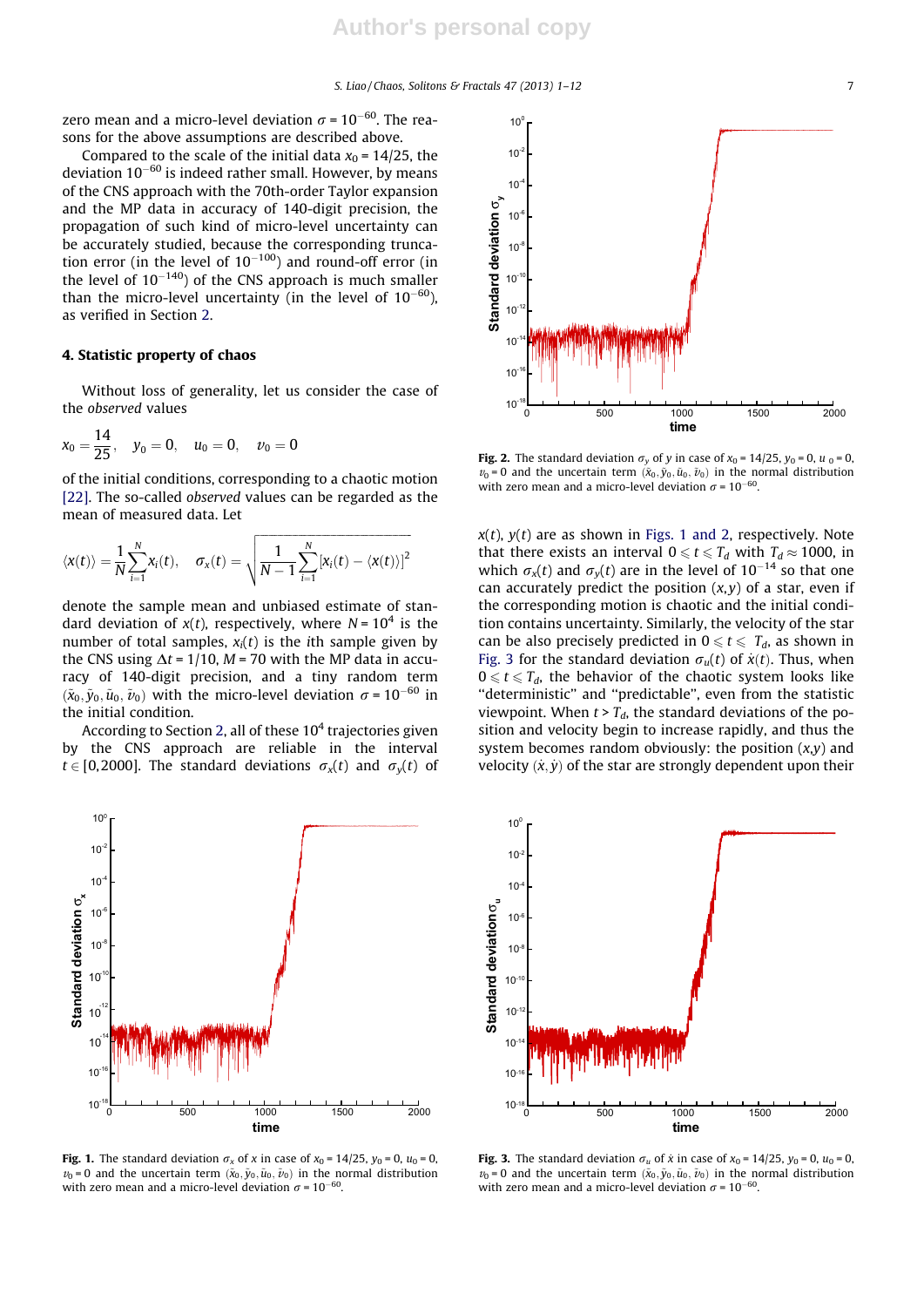zero mean and a micro-level deviation $\sigma = 10^{-60}$. The reasons for the above assumptions are described above.

Compared to the scale of the initial data $x_0 = 14/25$, the deviation $10^{-60}$ is indeed rather small. However, by means of the CNS approach with the 70th-order Taylor expansion and the MP data in accuracy of 140-digit precision, the propagation of such kind of micro-level uncertainty can be accurately studied, because the corresponding truncation error (in the level of $10^{-100}$) and round-off error (in the level of $10^{-140}$) of the CNS approach is much smaller than the micro-level uncertainty (in the level of $10^{-60}$), as verified in Section 2.

## 4. Statistic property of chaos

Without loss of generality, let us consider the case of the *observed* values

$$x_0 = \frac{14}{25}, \quad y_0 = 0, \quad u_0 = 0, \quad v_0 = 0$$

of the initial conditions, corresponding to a chaotic motion [22]. The so-called *observed* values can be regarded as the mean of measured data. Let

$$\langle x(t) \rangle = \frac{1}{N}\sum_{i=1}^{N} x_i(t), \quad \sigma_x(t) = \sqrt{\frac{1}{N-1}\sum_{i=1}^{N}[x_i(t) - \langle x(t) \rangle]^2}$$

denote the sample mean and unbiased estimate of standard deviation of $x(t)$, respectively, where $N = 10^4$ is the number of total samples, $x_i(t)$ is the $i$th sample given by the CNS using $\Delta t = 1/10$, $M = 70$ with the MP data in accuracy of 140-digit precision, and a tiny random term $(\tilde{x}_0, \tilde{y}_0, \tilde{u}_0, \tilde{v}_0)$ with the micro-level deviation $\sigma = 10^{-60}$ in the initial condition.

According to Section 2, all of these $10^4$ trajectories given by the CNS approach are reliable in the interval $t \in [0, 2000]$. The standard deviations $\sigma_x(t)$ and $\sigma_y(t)$ of $x(t)$, $y(t)$ are as shown in Figs. 1 and 2, respectively. Note that there exists an interval $0 \leqslant t \leqslant T_d$ with $T_d \approx 1000$, in which $\sigma_x(t)$ and $\sigma_y(t)$ are in the level of $10^{-14}$ so that one can accurately predict the position $(x,y)$ of a star, even if the corresponding motion is chaotic and the initial condition contains uncertainty. Similarly, the velocity of the star can be also precisely predicted in $0 \leqslant t \leqslant T_d$, as shown in Fig. 3 for the standard deviation $\sigma_u(t)$ of $\dot{x}(t)$. Thus, when $0 \leqslant t \leqslant T_d$, the behavior of the chaotic system looks like "deterministic" and "predictable", even from the statistic viewpoint. When $t > T_d$, the standard deviations of the position and velocity begin to increase rapidly, and thus the system becomes random obviously: the position $(x,y)$ and velocity $(\dot{x}, \dot{y})$ of the star are strongly dependent upon their

Fig. 1. The standard deviation $\sigma_x$ of $x$ in case of $x_0 = 14/25$, $y_0 = 0$, $u_0 = 0$, $v_0 = 0$ and the uncertain term $(\tilde{x}_0, \tilde{y}_0, \tilde{u}_0, \tilde{v}_0)$ in the normal distribution with zero mean and a micro-level deviation $\sigma = 10^{-60}$.

Fig. 2. The standard deviation $\sigma_y$ of $y$ in case of $x_0 = 14/25$, $y_0 = 0$, $u_0 = 0$, $v_0 = 0$ and the uncertain term $(\tilde{x}_0, \tilde{y}_0, \tilde{u}_0, \tilde{v}_0)$ in the normal distribution with zero mean and a micro-level deviation $\sigma = 10^{-60}$.

Fig. 3. The standard deviation $\sigma_u$ of $\dot{x}$ in case of $x_0 = 14/25$, $y_0 = 0$, $u_0 = 0$, $v_0 = 0$ and the uncertain term $(\tilde{x}_0, \tilde{y}_0, \tilde{u}_0, \tilde{v}_0)$ in the normal distribution with zero mean and a micro-level deviation $\sigma = 10^{-60}$.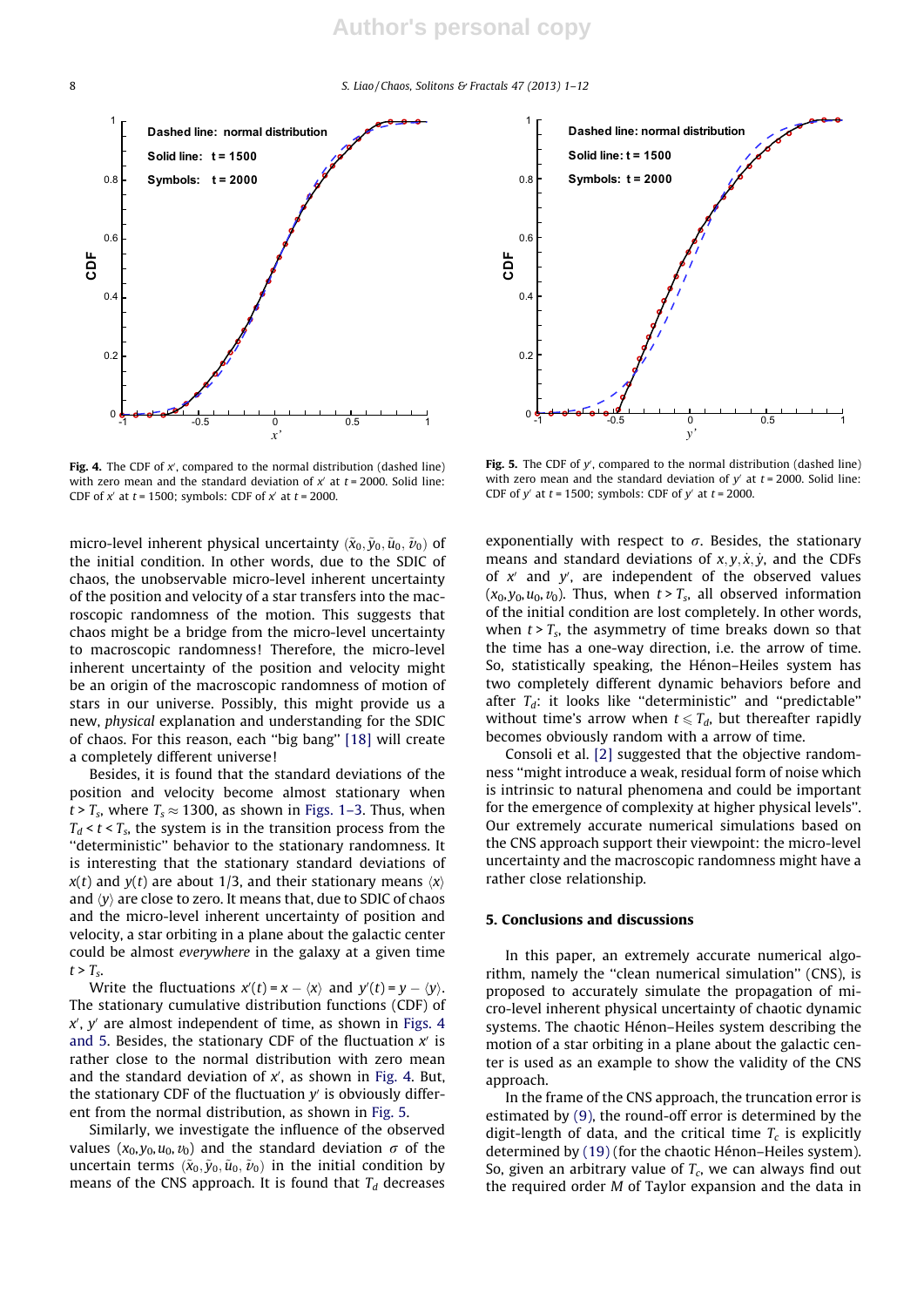Fig. 4. The CDF of $x'$, compared to the normal distribution (dashed line) with zero mean and the standard deviation of $x'$ at $t = 2000$. Solid line: CDF of $x'$ at $t = 1500$; symbols: CDF of $x'$ at $t = 2000$.

Fig. 5. The CDF of $y'$, compared to the normal distribution (dashed line) with zero mean and the standard deviation of $y'$ at $t = 2000$. Solid line: CDF of $y'$ at $t = 1500$; symbols: CDF of $y'$ at $t = 2000$.

micro-level inherent physical uncertainty $(\tilde{x}_0, \tilde{y}_0, \tilde{u}_0, \tilde{v}_0)$ of the initial condition. In other words, due to the SDIC of chaos, the unobservable micro-level inherent uncertainty of the position and velocity of a star transfers into the macroscopic randomness of the motion. This suggests that chaos might be a bridge from the micro-level uncertainty to macroscopic randomness! Therefore, the micro-level inherent uncertainty of the position and velocity might be an origin of the macroscopic randomness of motion of stars in our universe. Possibly, this might provide us a new, *physical* explanation and understanding for the SDIC of chaos. For this reason, each "big bang" [18] will create a completely different universe!

Besides, it is found that the standard deviations of the position and velocity become almost stationary when $t > T_s$, where $T_s \approx 1300$, as shown in Figs. 1–3. Thus, when $T_d < t < T_s$, the system is in the transition process from the "deterministic" behavior to the stationary randomness. It is interesting that the stationary standard deviations of $x(t)$ and $y(t)$ are about 1/3, and their stationary means $\langle x \rangle$ and $\langle y \rangle$ are close to zero. It means that, due to SDIC of chaos and the micro-level inherent uncertainty of position and velocity, a star orbiting in a plane about the galactic center could be almost *everywhere* in the galaxy at a given time $t > T_s$.

Write the fluctuations $x'(t) = x - \langle x \rangle$ and $y'(t) = y - \langle y \rangle$. The stationary cumulative distribution functions (CDF) of $x'$, $y'$ are almost independent of time, as shown in Figs. 4 and 5. Besides, the stationary CDF of the fluctuation $x'$ is rather close to the normal distribution with zero mean and the standard deviation of $x'$, as shown in Fig. 4. But, the stationary CDF of the fluctuation $y'$ is obviously different from the normal distribution, as shown in Fig. 5.

Similarly, we investigate the influence of the observed values $(x_0, y_0, u_0, v_0)$ and the standard deviation $\sigma$ of the uncertain terms $(\tilde{x}_0, \tilde{y}_0, \tilde{u}_0, \tilde{v}_0)$ in the initial condition by means of the CNS approach. It is found that $T_d$ decreases exponentially with respect to $\sigma$. Besides, the stationary means and standard deviations of $x, y, \dot{x}, \dot{y}$, and the CDFs of $x'$ and $y'$, are independent of the observed values $(x_0, y_0, u_0, v_0)$. Thus, when $t > T_s$, all observed information of the initial condition are lost completely. In other words, when $t > T_s$, the asymmetry of time breaks down so that the time has a one-way direction, i.e. the arrow of time. So, statistically speaking, the Hénon–Heiles system has two completely different dynamic behaviors before and after $T_d$: it looks like "deterministic" and "predictable" without time's arrow when $t \leqslant T_d$, but thereafter rapidly becomes obviously random with a arrow of time.

Consoli et al. [2] suggested that the objective randomness "might introduce a weak, residual form of noise which is intrinsic to natural phenomena and could be important for the emergence of complexity at higher physical levels". Our extremely accurate numerical simulations based on the CNS approach support their viewpoint: the micro-level uncertainty and the macroscopic randomness might have a rather close relationship.

## 5. Conclusions and discussions

In this paper, an extremely accurate numerical algorithm, namely the "clean numerical simulation" (CNS), is proposed to accurately simulate the propagation of micro-level inherent physical uncertainty of chaotic dynamic systems. The chaotic Hénon–Heiles system describing the motion of a star orbiting in a plane about the galactic center is used as an example to show the validity of the CNS approach.

In the frame of the CNS approach, the truncation error is estimated by (9), the round-off error is determined by the digit-length of data, and the critical time $T_c$ is explicitly determined by (19) (for the chaotic Hénon–Heiles system). So, given an arbitrary value of $T_c$, we can always find out the required order $M$ of Taylor expansion and the data in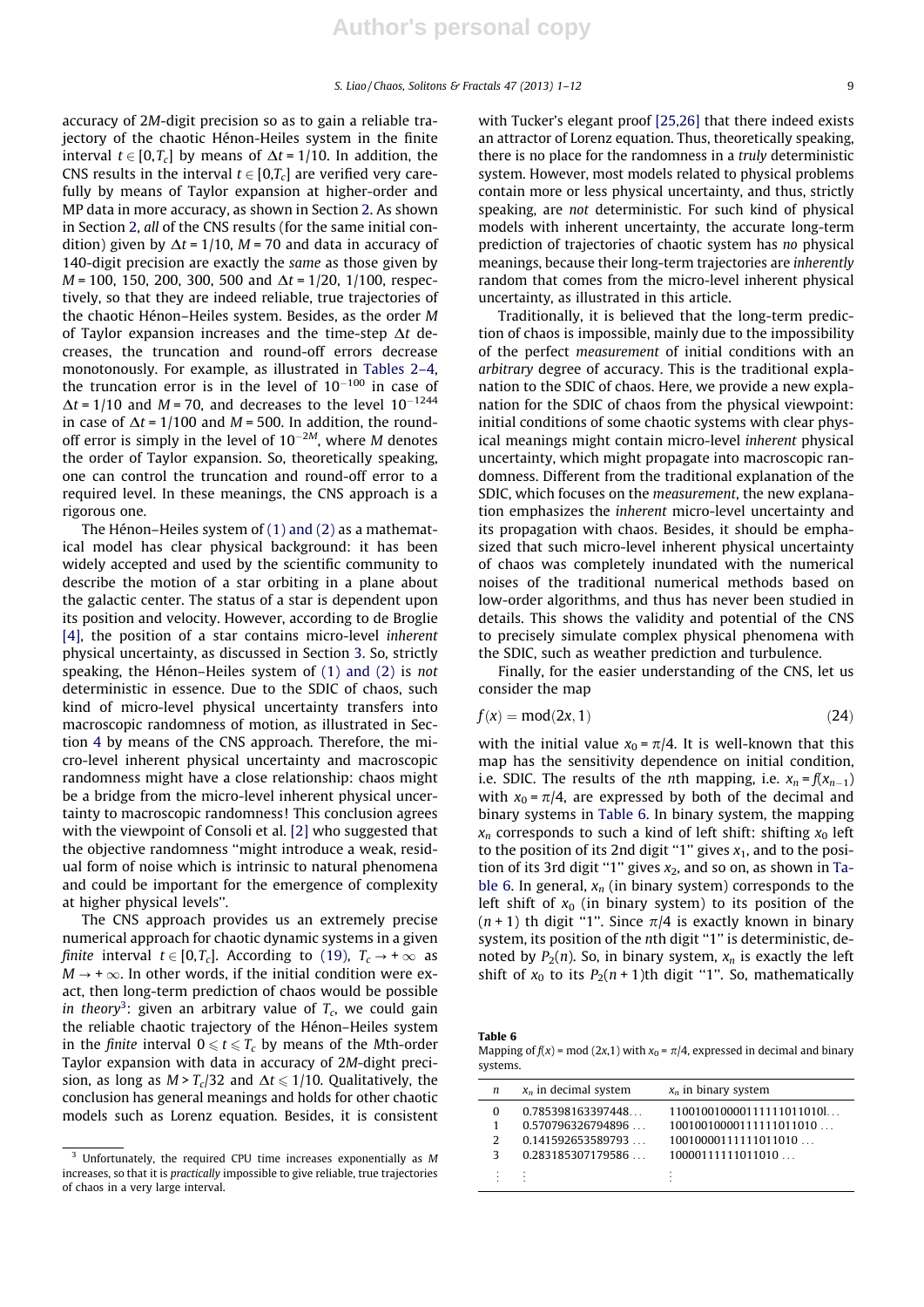accuracy of 2*M*-digit precision so as to gain a reliable trajectory of the chaotic Hénon-Heiles system in the finite interval $t \in [0, T_c]$ by means of $\Delta t = 1/10$. In addition, the CNS results in the interval $t \in [0, T_c]$ are verified very carefully by means of Taylor expansion at higher-order and MP data in more accuracy, as shown in Section 2. As shown in Section 2, *all* of the CNS results (for the same initial condition) given by $\Delta t = 1/10$, $M = 70$ and data in accuracy of 140-digit precision are exactly the *same* as those given by $M = 100, 150, 200, 300, 500$ and $\Delta t = 1/20, 1/100$, respectively, so that they are indeed reliable, true trajectories of the chaotic Hénon–Heiles system. Besides, as the order $M$ of Taylor expansion increases and the time-step $\Delta t$ decreases, the truncation and round-off errors decrease monotonously. For example, as illustrated in Tables 2–4, the truncation error is in the level of $10^{-100}$ in case of $\Delta t = 1/10$ and $M = 70$, and decreases to the level $10^{-1244}$ in case of $\Delta t = 1/100$ and $M = 500$. In addition, the round-off error is simply in the level of $10^{-2M}$, where $M$ denotes the order of Taylor expansion. So, theoretically speaking, one can control the truncation and round-off error to a required level. In these meanings, the CNS approach is a rigorous one.

The Hénon–Heiles system of (1) and (2) as a mathematical model has clear physical background: it has been widely accepted and used by the scientific community to describe the motion of a star orbiting in a plane about the galactic center. The status of a star is dependent upon its position and velocity. However, according to de Broglie [4], the position of a star contains micro-level *inherent* physical uncertainty, as discussed in Section 3. So, strictly speaking, the Hénon–Heiles system of (1) and (2) is *not* deterministic in essence. Due to the SDIC of chaos, such kind of micro-level physical uncertainty transfers into macroscopic randomness of motion, as illustrated in Section 4 by means of the CNS approach. Therefore, the micro-level inherent physical uncertainty and macroscopic randomness might have a close relationship: chaos might be a bridge from the micro-level inherent physical uncertainty to macroscopic randomness! This conclusion agrees with the viewpoint of Consoli et al. [2] who suggested that the objective randomness "might introduce a weak, residual form of noise which is intrinsic to natural phenomena and could be important for the emergence of complexity at higher physical levels".

The CNS approach provides us an extremely precise numerical approach for chaotic dynamic systems in a given *finite* interval $t \in [0, T_c]$. According to (19), $T_c \to +\infty$ as $M \to +\infty$. In other words, if the initial condition were exact, then long-term prediction of chaos would be possible *in theory*[3]: given an arbitrary value of $T_c$, we could gain the reliable chaotic trajectory of the Hénon–Heiles system in the *finite* interval $0 \leqslant t \leqslant T_c$ by means of the *M*th-order Taylor expansion with data in accuracy of 2*M*-dight precision, as long as $M > T_c/32$ and $\Delta t \leqslant 1/10$. Qualitatively, the conclusion has general meanings and holds for other chaotic models such as Lorenz equation. Besides, it is consistent with Tucker's elegant proof [25,26] that there indeed exists an attractor of Lorenz equation. Thus, theoretically speaking, there is no place for the randomness in a *truly* deterministic system. However, most models related to physical problems contain more or less physical uncertainty, and thus, strictly speaking, are *not* deterministic. For such kind of physical models with inherent uncertainty, the accurate long-term prediction of trajectories of chaotic system has *no* physical meanings, because their long-term trajectories are *inherently* random that comes from the micro-level inherent physical uncertainty, as illustrated in this article.

[3] Unfortunately, the required CPU time increases exponentially as $M$ increases, so that it is *practically* impossible to give reliable, true trajectories of chaos in a very large interval.

Traditionally, it is believed that the long-term prediction of chaos is impossible, mainly due to the impossibility of the perfect *measurement* of initial conditions with an *arbitrary* degree of accuracy. This is the traditional explanation to the SDIC of chaos. Here, we provide a new explanation for the SDIC of chaos from the physical viewpoint: initial conditions of some chaotic systems with clear physical meanings might contain micro-level *inherent* physical uncertainty, which might propagate into macroscopic randomness. Different from the traditional explanation of the SDIC, which focuses on the *measurement*, the new explanation emphasizes the *inherent* micro-level uncertainty and its propagation with chaos. Besides, it should be emphasized that such micro-level inherent physical uncertainty of chaos was completely inundated with the numerical noises of the traditional numerical methods based on low-order algorithms, and thus has never been studied in details. This shows the validity and potential of the CNS to precisely simulate complex physical phenomena with the SDIC, such as weather prediction and turbulence.

Finally, for the easier understanding of the CNS, let us consider the map

$$f(x) = \mathrm{mod}(2x, 1) \tag{24}$$

with the initial value $x_0 = \pi/4$. It is well-known that this map has the sensitivity dependence on initial condition, i.e. SDIC. The results of the *n*th mapping, i.e. $x_n = f(x_{n-1})$ with $x_0 = \pi/4$, are expressed by both of the decimal and binary systems in Table 6. In binary system, the mapping $x_n$ corresponds to such a kind of left shift: shifting $x_0$ left to the position of its 2nd digit "1" gives $x_1$, and to the position of its 3rd digit "1" gives $x_2$, and so on, as shown in Table 6. In general, $x_n$ (in binary system) corresponds to the left shift of $x_0$ (in binary system) to its position of the $(n+1)$ th digit "1". Since $\pi/4$ is exactly known in binary system, its position of the *n*th digit "1" is deterministic, denoted by $P_2(n)$. So, in binary system, $x_n$ is exactly the left shift of $x_0$ to its $P_2(n+1)$th digit "1". So, mathematically

**Table 6**
Mapping of $f(x) = \mathrm{mod}\,(2x,1)$ with $x_0 = \pi/4$, expressed in decimal and binary systems.

| $n$ | $x_n$ in decimal system | $x_n$ in binary system |
|---|---|---|
| 0 | 0.785398163397448... | 110010010000111111011010l... |
| 1 | 0.570796326794896 ... | 10010010000111111011010 ... |
| 2 | 0.141592653589793 ... | 10010000111111011010 ... |
| 3 | 0.283185307179586 ... | 10000111111011010 ... |
| ⋮ | ⋮ | ⋮ |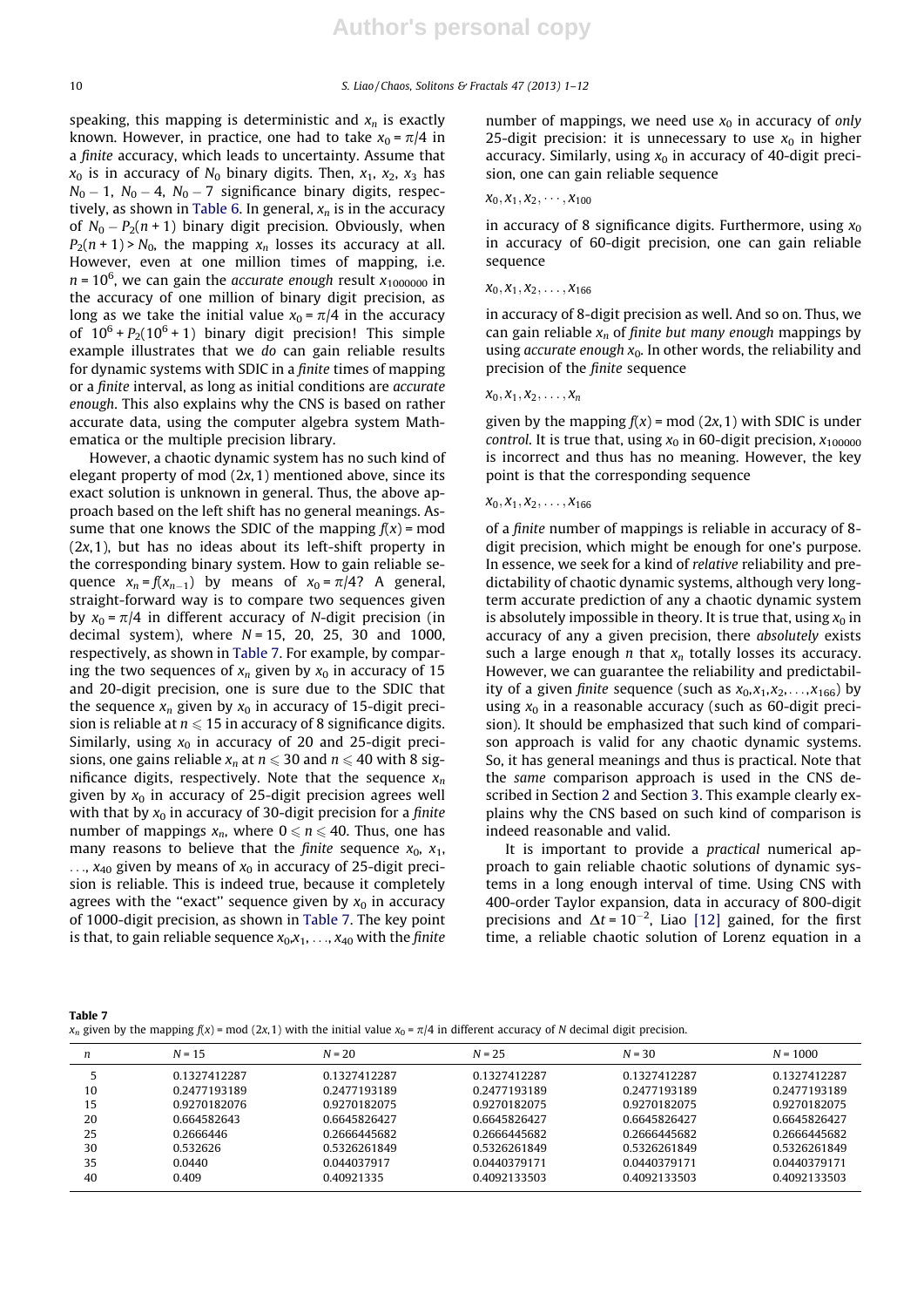speaking, this mapping is deterministic and $x_n$ is exactly known. However, in practice, one had to take $x_0 = \pi/4$ in a *finite* accuracy, which leads to uncertainty. Assume that $x_0$ is in accuracy of $N_0$ binary digits. Then, $x_1$, $x_2$, $x_3$ has $N_0 - 1$, $N_0 - 4$, $N_0 - 7$ significance binary digits, respectively, as shown in Table 6. In general, $x_n$ is in the accuracy of $N_0 - P_2(n+1)$ binary digit precision. Obviously, when $P_2(n+1) > N_0$, the mapping $x_n$ losses its accuracy at all. However, even at one million times of mapping, i.e. $n = 10^6$, we can gain the *accurate enough* result $x_{1000000}$ in the accuracy of one million of binary digit precision, as long as we take the initial value $x_0 = \pi/4$ in the accuracy of $10^6 + P_2(10^6 + 1)$ binary digit precision! This simple example illustrates that we *do* can gain reliable results for dynamic systems with SDIC in a *finite* times of mapping or a *finite* interval, as long as initial conditions are *accurate enough*. This also explains why the CNS is based on rather accurate data, using the computer algebra system Mathematica or the multiple precision library.

However, a chaotic dynamic system has no such kind of elegant property of mod $(2x, 1)$ mentioned above, since its exact solution is unknown in general. Thus, the above approach based on the left shift has no general meanings. Assume that one knows the SDIC of the mapping $f(x) = \text{mod}\ (2x, 1)$, but has no ideas about its left-shift property in the corresponding binary system. How to gain reliable sequence $x_n = f(x_{n-1})$ by means of $x_0 = \pi/4$? A general, straight-forward way is to compare two sequences given by $x_0 = \pi/4$ in different accuracy of $N$-digit precision (in decimal system), where $N = 15$, 20, 25, 30 and 1000, respectively, as shown in Table 7. For example, by comparing the two sequences of $x_n$ given by $x_0$ in accuracy of 15 and 20-digit precision, one is sure due to the SDIC that the sequence $x_n$ given by $x_0$ in accuracy of 15-digit precision is reliable at $n \leqslant 15$ in accuracy of 8 significance digits. Similarly, using $x_0$ in accuracy of 20 and 25-digit precisions, one gains reliable $x_n$ at $n \leqslant 30$ and $n \leqslant 40$ with 8 significance digits, respectively. Note that the sequence $x_n$ given by $x_0$ in accuracy of 25-digit precision agrees well with that by $x_0$ in accuracy of 30-digit precision for a *finite* number of mappings $x_n$, where $0 \leqslant n \leqslant 40$. Thus, one has many reasons to believe that the *finite* sequence $x_0, x_1, \ldots, x_{40}$ given by means of $x_0$ in accuracy of 25-digit precision is reliable. This is indeed true, because it completely agrees with the "exact" sequence given by $x_0$ in accuracy of 1000-digit precision, as shown in Table 7. The key point is that, to gain reliable sequence $x_0, x_1, \ldots, x_{40}$ with the *finite* number of mappings, we need use $x_0$ in accuracy of *only* 25-digit precision: it is unnecessary to use $x_0$ in higher accuracy. Similarly, using $x_0$ in accuracy of 40-digit precision, one can gain reliable sequence

$$x_0, x_1, x_2, \cdots, x_{100}$$

in accuracy of 8 significance digits. Furthermore, using $x_0$ in accuracy of 60-digit precision, one can gain reliable sequence

$$x_0, x_1, x_2, \ldots, x_{166}$$

in accuracy of 8-digit precision as well. And so on. Thus, we can gain reliable $x_n$ of *finite but many enough* mappings by using *accurate enough* $x_0$. In other words, the reliability and precision of the *finite* sequence

$$x_0, x_1, x_2, \ldots, x_n$$

given by the mapping $f(x) = \text{mod}\ (2x, 1)$ with SDIC is under *control*. It is true that, using $x_0$ in 60-digit precision, $x_{100000}$ is incorrect and thus has no meaning. However, the key point is that the corresponding sequence

$$x_0, x_1, x_2, \ldots, x_{166}$$

of a *finite* number of mappings is reliable in accuracy of 8-digit precision, which might be enough for one's purpose. In essence, we seek for a kind of *relative* reliability and predictability of chaotic dynamic systems, although very long-term accurate prediction of any a chaotic dynamic system is absolutely impossible in theory. It is true that, using $x_0$ in accuracy of any a given precision, there *absolutely* exists such a large enough $n$ that $x_n$ totally losses its accuracy. However, we can guarantee the reliability and predictability of a given *finite* sequence (such as $x_0, x_1, x_2, \ldots, x_{166}$) by using $x_0$ in a reasonable accuracy (such as 60-digit precision). It should be emphasized that such kind of comparison approach is valid for any chaotic dynamic systems. So, it has general meanings and thus is practical. Note that the *same* comparison approach is used in the CNS described in Section 2 and Section 3. This example clearly explains why the CNS based on such kind of comparison is indeed reasonable and valid.

It is important to provide a *practical* numerical approach to gain reliable chaotic solutions of dynamic systems in a long enough interval of time. Using CNS with 400-order Taylor expansion, data in accuracy of 800-digit precisions and $\Delta t = 10^{-2}$, Liao [12] gained, for the first time, a reliable chaotic solution of Lorenz equation in a

**Table 7**
$x_n$ given by the mapping $f(x) = \text{mod}\ (2x, 1)$ with the initial value $x_0 = \pi/4$ in different accuracy of $N$ decimal digit precision.

| $n$ | $N = 15$ | $N = 20$ | $N = 25$ | $N = 30$ | $N = 1000$ |
|---|---|---|---|---|---|
| 5 | 0.1327412287 | 0.1327412287 | 0.1327412287 | 0.1327412287 | 0.1327412287 |
| 10 | 0.2477193189 | 0.2477193189 | 0.2477193189 | 0.2477193189 | 0.2477193189 |
| 15 | 0.9270182076 | 0.9270182075 | 0.9270182075 | 0.9270182075 | 0.9270182075 |
| 20 | 0.664582643 | 0.6645826427 | 0.6645826427 | 0.6645826427 | 0.6645826427 |
| 25 | 0.2666446 | 0.2666445682 | 0.2666445682 | 0.2666445682 | 0.2666445682 |
| 30 | 0.532626 | 0.5326261849 | 0.5326261849 | 0.5326261849 | 0.5326261849 |
| 35 | 0.0440 | 0.044037917 | 0.0440379171 | 0.0440379171 | 0.0440379171 |
| 40 | 0.409 | 0.40921335 | 0.4092133503 | 0.4092133503 | 0.4092133503 |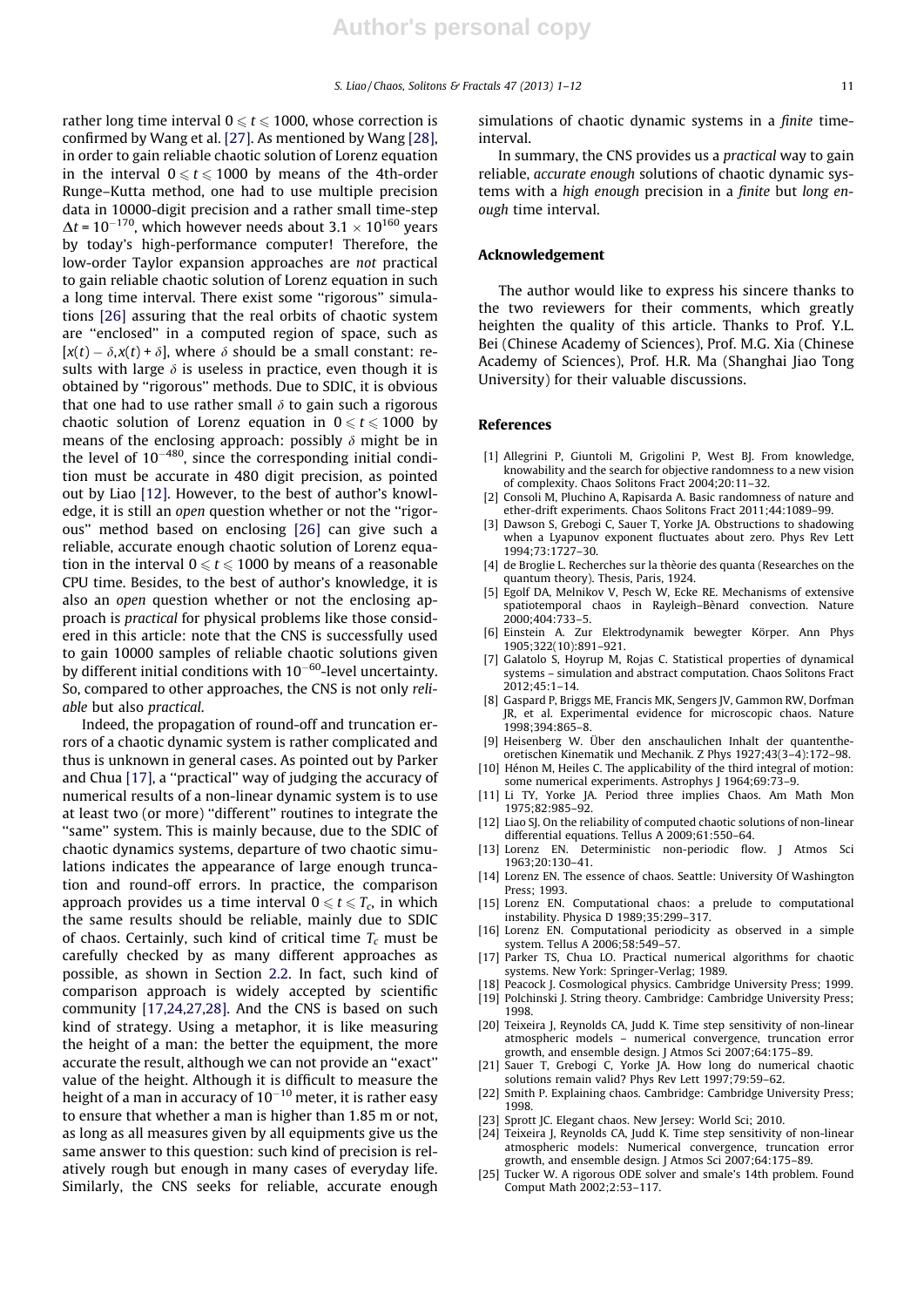rather long time interval $0 \leqslant t \leqslant 1000$, whose correction is confirmed by Wang et al. [27]. As mentioned by Wang [28], in order to gain reliable chaotic solution of Lorenz equation in the interval $0 \leqslant t \leqslant 1000$ by means of the 4th-order Runge–Kutta method, one had to use multiple precision data in 10000-digit precision and a rather small time-step $\Delta t = 10^{-170}$, which however needs about $3.1 \times 10^{160}$ years by today's high-performance computer! Therefore, the low-order Taylor expansion approaches are *not* practical to gain reliable chaotic solution of Lorenz equation in such a long time interval. There exist some "rigorous" simulations [26] assuring that the real orbits of chaotic system are "enclosed" in a computed region of space, such as $[x(t) - \delta, x(t) + \delta]$, where $\delta$ should be a small constant: results with large $\delta$ is useless in practice, even though it is obtained by "rigorous" methods. Due to SDIC, it is obvious that one had to use rather small $\delta$ to gain such a rigorous chaotic solution of Lorenz equation in $0 \leqslant t \leqslant 1000$ by means of the enclosing approach: possibly $\delta$ might be in the level of $10^{-480}$, since the corresponding initial condition must be accurate in 480 digit precision, as pointed out by Liao [12]. However, to the best of author's knowledge, it is still an *open* question whether or not the "rigorous" method based on enclosing [26] can give such a reliable, accurate enough chaotic solution of Lorenz equation in the interval $0 \leqslant t \leqslant 1000$ by means of a reasonable CPU time. Besides, to the best of author's knowledge, it is also an *open* question whether or not the enclosing approach is *practical* for physical problems like those considered in this article: note that the CNS is successfully used to gain 10000 samples of reliable chaotic solutions given by different initial conditions with $10^{-60}$-level uncertainty. So, compared to other approaches, the CNS is not only *reliable* but also *practical*.

Indeed, the propagation of round-off and truncation errors of a chaotic dynamic system is rather complicated and thus is unknown in general cases. As pointed out by Parker and Chua [17], a "practical" way of judging the accuracy of numerical results of a non-linear dynamic system is to use at least two (or more) "different" routines to integrate the "same" system. This is mainly because, due to the SDIC of chaotic dynamics systems, departure of two chaotic simulations indicates the appearance of large enough truncation and round-off errors. In practice, the comparison approach provides us a time interval $0 \leqslant t \leqslant T_c$, in which the same results should be reliable, mainly due to SDIC of chaos. Certainly, such kind of critical time $T_c$ must be carefully checked by as many different approaches as possible, as shown in Section 2.2. In fact, such kind of comparison approach is widely accepted by scientific community [17,24,27,28]. And the CNS is based on such kind of strategy. Using a metaphor, it is like measuring the height of a man: the better the equipment, the more accurate the result, although we can not provide an "exact" value of the height. Although it is difficult to measure the height of a man in accuracy of $10^{-10}$ meter, it is rather easy to ensure that whether a man is higher than 1.85 m or not, as long as all measures given by all equipments give us the same answer to this question: such kind of precision is relatively rough but enough in many cases of everyday life. Similarly, the CNS seeks for reliable, accurate enough simulations of chaotic dynamic systems in a *finite* time-interval.

In summary, the CNS provides us a *practical* way to gain reliable, *accurate enough* solutions of chaotic dynamic systems with a *high enough* precision in a *finite* but *long enough* time interval.

## Acknowledgement

The author would like to express his sincere thanks to the two reviewers for their comments, which greatly heighten the quality of this article. Thanks to Prof. Y.L. Bei (Chinese Academy of Sciences), Prof. M.G. Xia (Chinese Academy of Sciences), Prof. H.R. Ma (Shanghai Jiao Tong University) for their valuable discussions.

## References

[1] Allegrini P, Giuntoli M, Grigolini P, West BJ. From knowledge, knowability and the search for objective randomness to a new vision of complexity. Chaos Solitons Fract 2004;20:11–32.

[2] Consoli M, Pluchino A, Rapisarda A. Basic randomness of nature and ether-drift experiments. Chaos Solitons Fract 2011;44:1089–99.

[3] Dawson S, Grebogi C, Sauer T, Yorke JA. Obstructions to shadowing when a Lyapunov exponent fluctuates about zero. Phys Rev Lett 1994;73:1727–30.

[4] de Broglie L. Recherches sur la thèorie des quanta (Researches on the quantum theory). Thesis, Paris, 1924.

[5] Egolf DA, Melnikov V, Pesch W, Ecke RE. Mechanisms of extensive spatiotemporal chaos in Rayleigh–Bènard convection. Nature 2000;404:733–5.

[6] Einstein A. Zur Elektrodynamik bewegter Körper. Ann Phys 1905;322(10):891–921.

[7] Galatolo S, Hoyrup M, Rojas C. Statistical properties of dynamical systems – simulation and abstract computation. Chaos Solitons Fract 2012;45:1–14.

[8] Gaspard P, Briggs ME, Francis MK, Sengers JV, Gammon RW, Dorfman JR, et al. Experimental evidence for microscopic chaos. Nature 1998;394:865–8.

[9] Heisenberg W. Über den anschaulichen Inhalt der quantentheoretischen Kinematik und Mechanik. Z Phys 1927;43(3–4):172–98.

[10] Hénon M, Heiles C. The applicability of the third integral of motion: some numerical experiments. Astrophys J 1964;69:73–9.

[11] Li TY, Yorke JA. Period three implies Chaos. Am Math Mon 1975;82:985–92.

[12] Liao SJ. On the reliability of computed chaotic solutions of non-linear differential equations. Tellus A 2009;61:550–64.

[13] Lorenz EN. Deterministic non-periodic flow. J Atmos Sci 1963;20:130–41.

[14] Lorenz EN. The essence of chaos. Seattle: University Of Washington Press; 1993.

[15] Lorenz EN. Computational chaos: a prelude to computational instability. Physica D 1989;35:299–317.

[16] Lorenz EN. Computational periodicity as observed in a simple system. Tellus A 2006;58:549–57.

[17] Parker TS, Chua LO. Practical numerical algorithms for chaotic systems. New York: Springer-Verlag; 1989.

[18] Peacock J. Cosmological physics. Cambridge University Press; 1999.

[19] Polchinski J. String theory. Cambridge: Cambridge University Press; 1998.

[20] Teixeira J, Reynolds CA, Judd K. Time step sensitivity of non-linear atmospheric models – numerical convergence, truncation error growth, and ensemble design. J Atmos Sci 2007;64:175–89.

[21] Sauer T, Grebogi C, Yorke JA. How long do numerical chaotic solutions remain valid? Phys Rev Lett 1997;79:59–62.

[22] Smith P. Explaining chaos. Cambridge: Cambridge University Press; 1998.

[23] Sprott JC. Elegant chaos. New Jersey: World Sci; 2010.

[24] Teixeira J, Reynolds CA, Judd K. Time step sensitivity of non-linear atmospheric models: Numerical convergence, truncation error growth, and ensemble design. J Atmos Sci 2007;64:175–89.

[25] Tucker W. A rigorous ODE solver and smale's 14th problem. Found Comput Math 2002;2:53–117.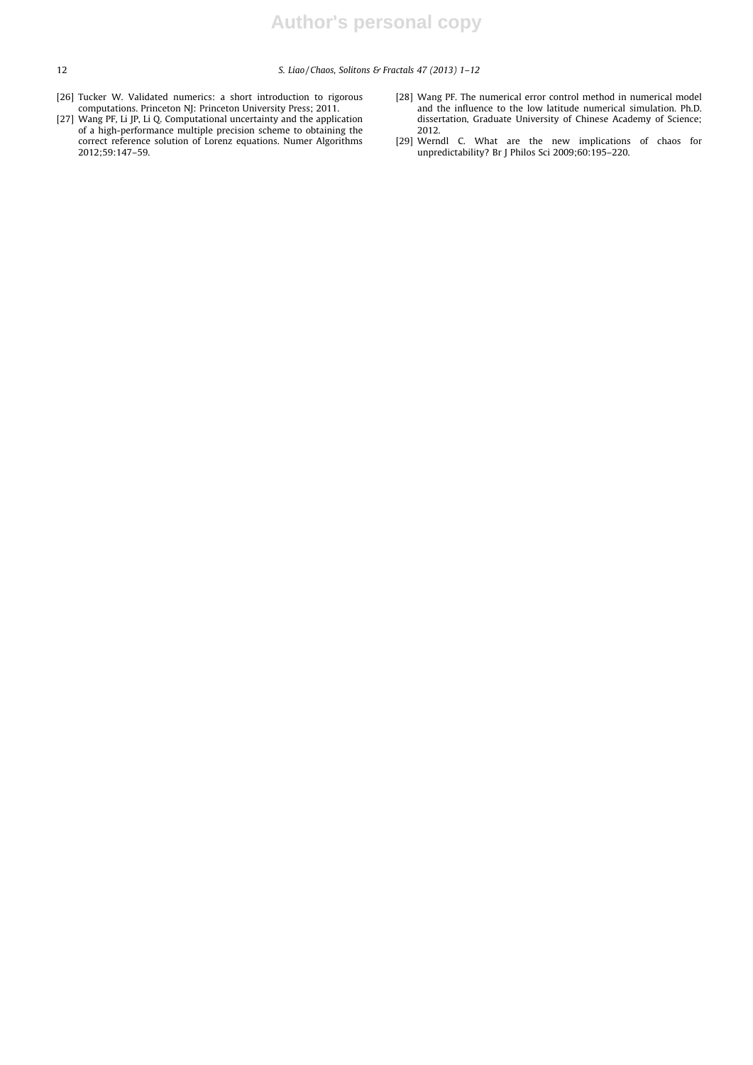[26] Tucker W. Validated numerics: a short introduction to rigorous computations. Princeton NJ: Princeton University Press; 2011.

[27] Wang PF, Li JP, Li Q. Computational uncertainty and the application of a high-performance multiple precision scheme to obtaining the correct reference solution of Lorenz equations. Numer Algorithms 2012;59:147–59.

[28] Wang PF. The numerical error control method in numerical model and the influence to the low latitude numerical simulation. Ph.D. dissertation, Graduate University of Chinese Academy of Science; 2012.

[29] Werndl C. What are the new implications of chaos for unpredictability? Br J Philos Sci 2009;60:195–220.